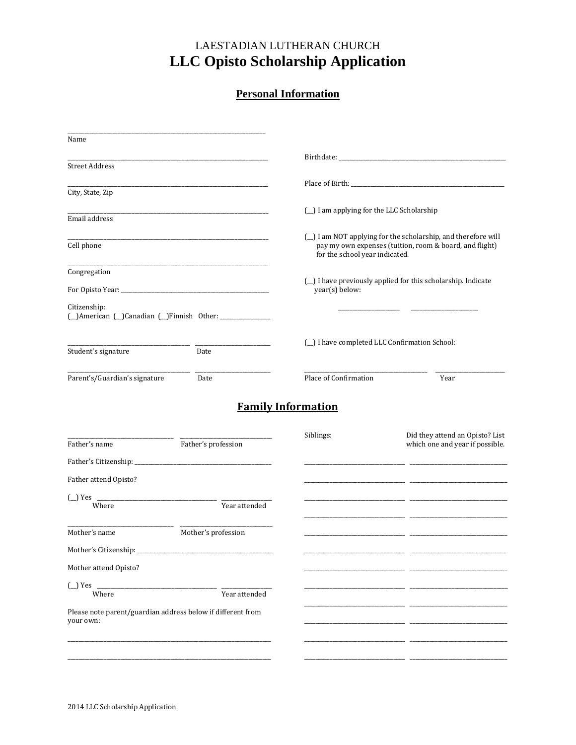LAESTADIAN LUTHERAN CHURCH

# LLC Opisto Scholarship Application

## Personal Information

______________________________
Name

______________________________
Street Address

______________________________
City, State, Zip

______________________________
Email address

______________________________
Cell phone

______________________________
Congregation

For Opisto Year: ______________________________

Citizenship:
(__)American (__)Canadian (__)Finnish Other: ____________

______________________________ ____________
Student's signature Date

______________________________ ____________
Parent's/Guardian's signature Date

Birthdate: ______________________________

Place of Birth: ______________________________

(__) I am applying for the LLC Scholarship

(__) I am NOT applying for the scholarship, and therefore will pay my own expenses (tuition, room & board, and flight) for the school year indicated.

(__) I have previously applied for this scholarship. Indicate year(s) below:

____________ ____________

(__) I have completed LLC Confirmation School:

______________________________ ____________
Place of Confirmation Year

## Family Information

______________________ ______________________
Father's name Father's profession

Father's Citizenship: ______________________________

Father attend Opisto?

(__) Yes ______________________ ____________
Where Year attended

______________________ ______________________
Mother's name Mother's profession

Mother's Citizenship: ______________________________

Mother attend Opisto?

(__) Yes ______________________ ____________
Where Year attended

Please note parent/guardian address below if different from your own:

______________________________

______________________________

| Siblings: | Did they attend an Opisto? List which one and year if possible. |
|---|---|
| | |
| | |
| | |
| | |
| | |
| | |
| | |
| | |
| | |
| | |
| | |
| | |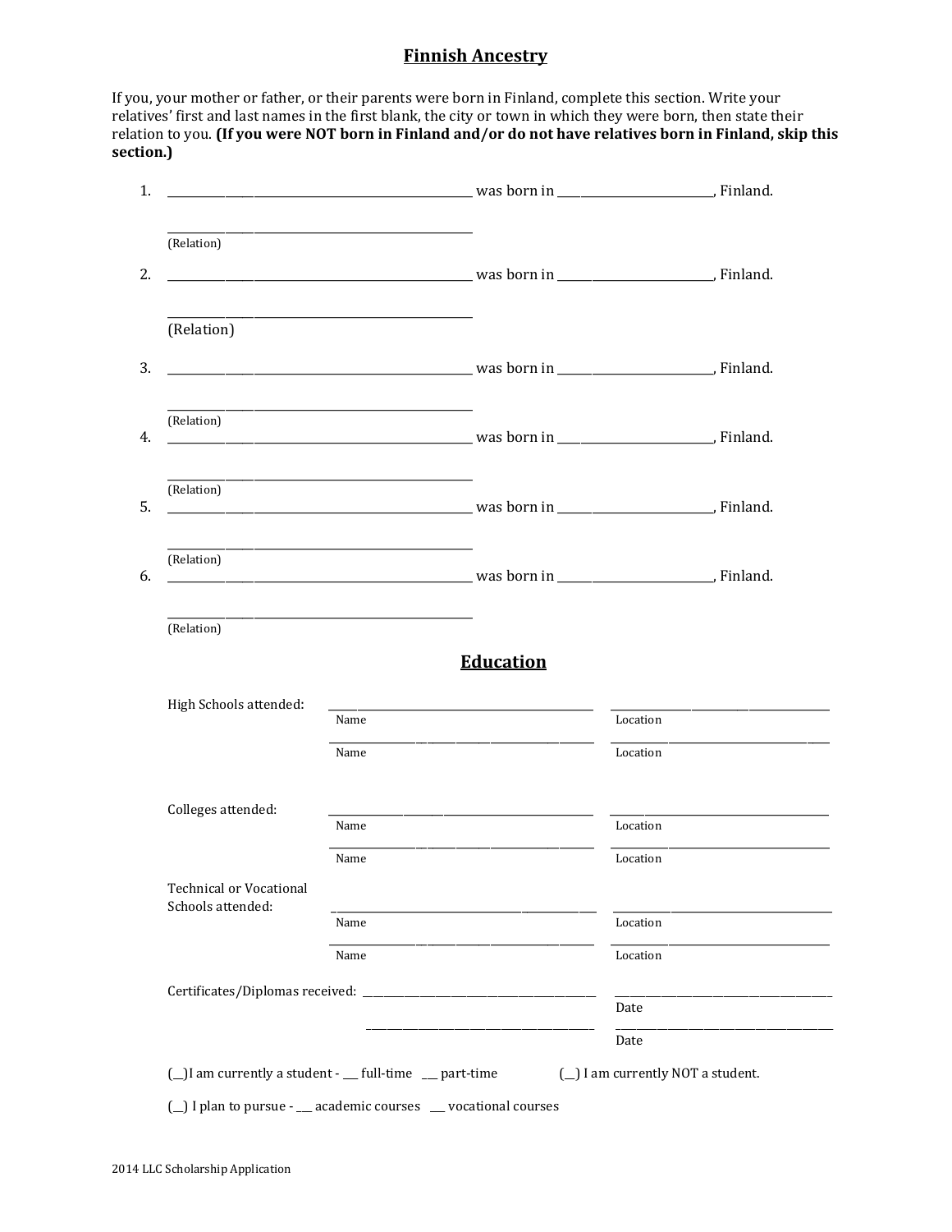## Finnish Ancestry

If you, your mother or father, or their parents were born in Finland, complete this section. Write your relatives' first and last names in the first blank, the city or town in which they were born, then state their relation to you. **(If you were NOT born in Finland and/or do not have relatives born in Finland, skip this section.)**

1. ______________________________ was born in ____________________, Finland.

   ______________________________
   (Relation)

2. ______________________________ was born in ____________________, Finland.

   ______________________________
   (Relation)

3. ______________________________ was born in ____________________, Finland.

   ______________________________
   (Relation)

4. ______________________________ was born in ____________________, Finland.

   ______________________________
   (Relation)

5. ______________________________ was born in ____________________, Finland.

   ______________________________
   (Relation)

6. ______________________________ was born in ____________________, Finland.

   ______________________________
   (Relation)

## Education

High Schools attended: ______________________________ ______________________________
Name Location

______________________________ ______________________________
Name Location

Colleges attended: ______________________________ ______________________________
Name Location

______________________________ ______________________________
Name Location

Technical or Vocational Schools attended: ______________________________ ______________________________
Name Location

______________________________ ______________________________
Name Location

Certificates/Diplomas received: ______________________________ ______________________________
Date

______________________________ ______________________________
Date

(__)I am currently a student - ___ full-time ___ part-time (__) I am currently NOT a student.

(__) I plan to pursue - ___ academic courses ___ vocational courses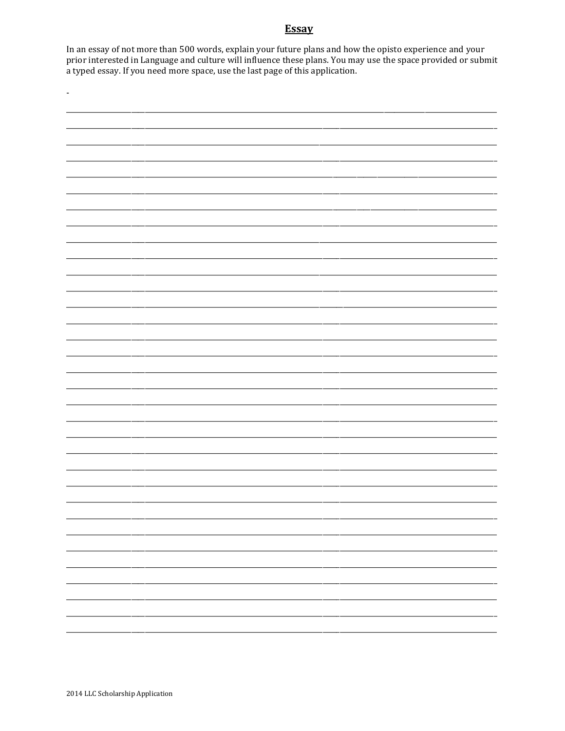## Essay

In an essay of not more than 500 words, explain your future plans and how the opisto experience and your prior interested in Language and culture will influence these plans. You may use the space provided or submit a typed essay. If you need more space, use the last page of this application.

-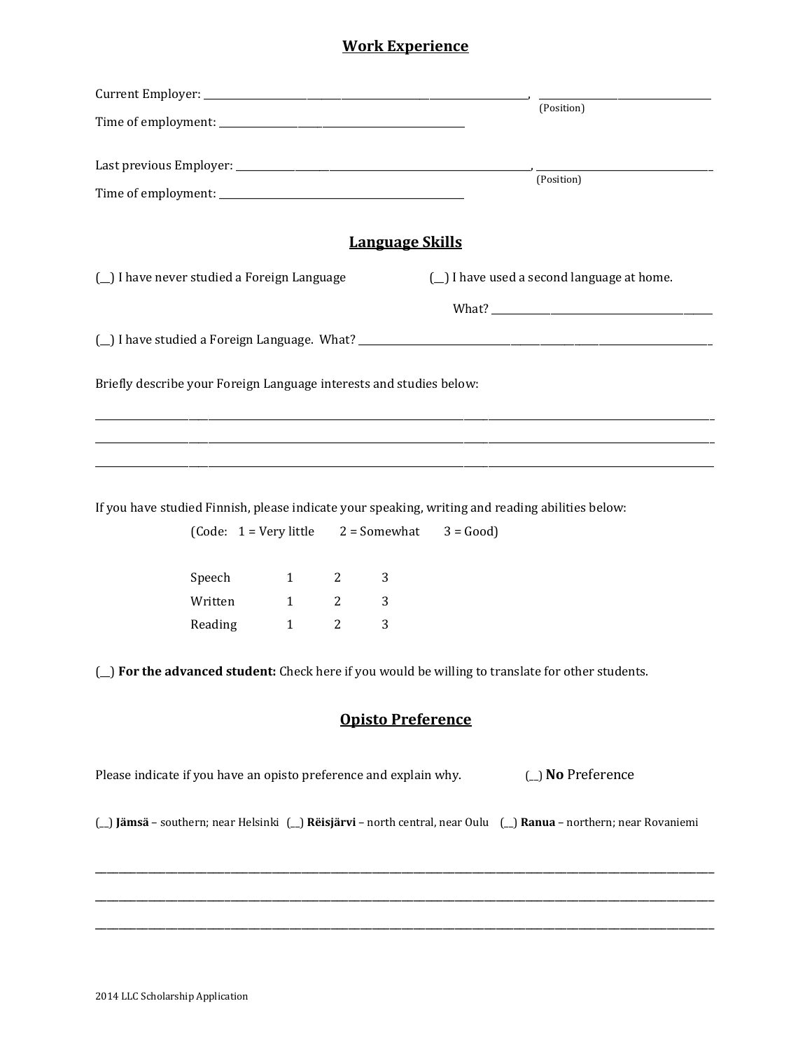## Work Experience

Current Employer: ______________________________________________________________, ________________________________
(Position)

Time of employment: ______________________________________________

Last previous Employer: ___________________________________________________________, ________________________________
(Position)

Time of employment: ______________________________________________

## Language Skills

(__) I have never studied a Foreign Language

(__) I have used a second language at home.

What? ______________________________________

(__) I have studied a Foreign Language. What? ____________________________________________________________________

Briefly describe your Foreign Language interests and studies below:

_____________________________________________________________________________________________________________

_____________________________________________________________________________________________________________

_____________________________________________________________________________________________________________

If you have studied Finnish, please indicate your speaking, writing and reading abilities below:

(Code: 1 = Very little 2 = Somewhat 3 = Good)

| | | | |
|---|---|---|---|
| Speech | 1 | 2 | 3 |
| Written | 1 | 2 | 3 |
| Reading | 1 | 2 | 3 |

(__) **For the advanced student:** Check here if you would be willing to translate for other students.

## Opisto Preference

Please indicate if you have an opisto preference and explain why. (__) **No** Preference

(__) **Jämsä** – southern; near Helsinki (__) **Rëisjärvi** – north central, near Oulu (__) **Ranua** – northern; near Rovaniemi

_____________________________________________________________________________________________________________

_____________________________________________________________________________________________________________

_____________________________________________________________________________________________________________

2014 LLC Scholarship Application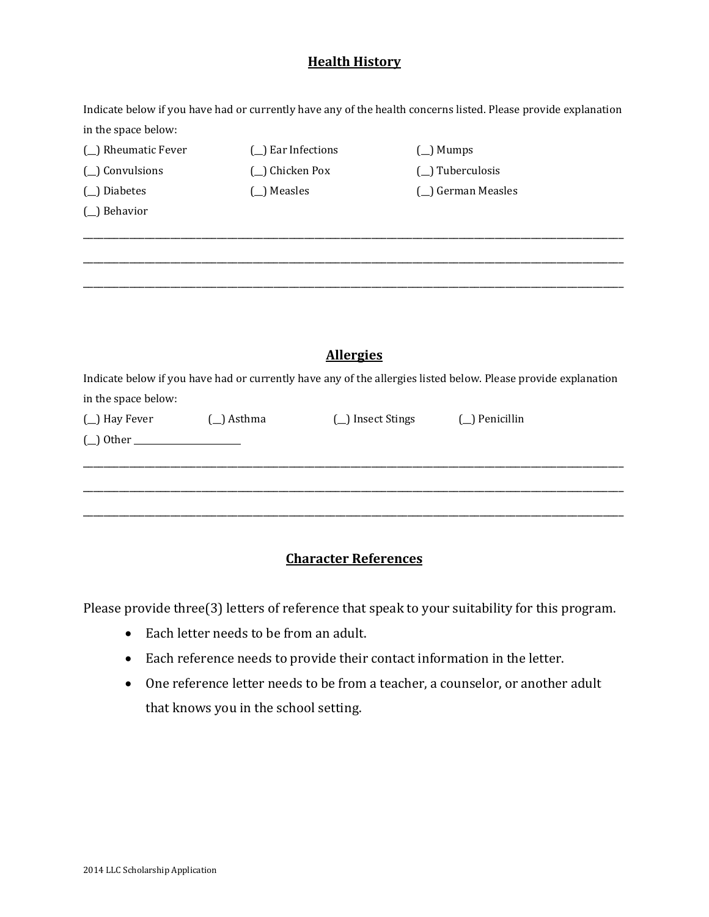## Health History

Indicate below if you have had or currently have any of the health concerns listed. Please provide explanation in the space below:

(__) Rheumatic Fever (__) Ear Infections (__) Mumps

(__) Convulsions (__) Chicken Pox (__) Tuberculosis

(__) Diabetes (__) Measles (__) German Measles

(__) Behavior

________________________________________________________________________________

________________________________________________________________________________

________________________________________________________________________________

## Allergies

Indicate below if you have had or currently have any of the allergies listed below. Please provide explanation in the space below:

(__) Hay Fever (__) Asthma (__) Insect Stings (__) Penicillin

(__) Other ________________________

________________________________________________________________________________

________________________________________________________________________________

________________________________________________________________________________

## Character References

Please provide three(3) letters of reference that speak to your suitability for this program.

- Each letter needs to be from an adult.
- Each reference needs to provide their contact information in the letter.
- One reference letter needs to be from a teacher, a counselor, or another adult that knows you in the school setting.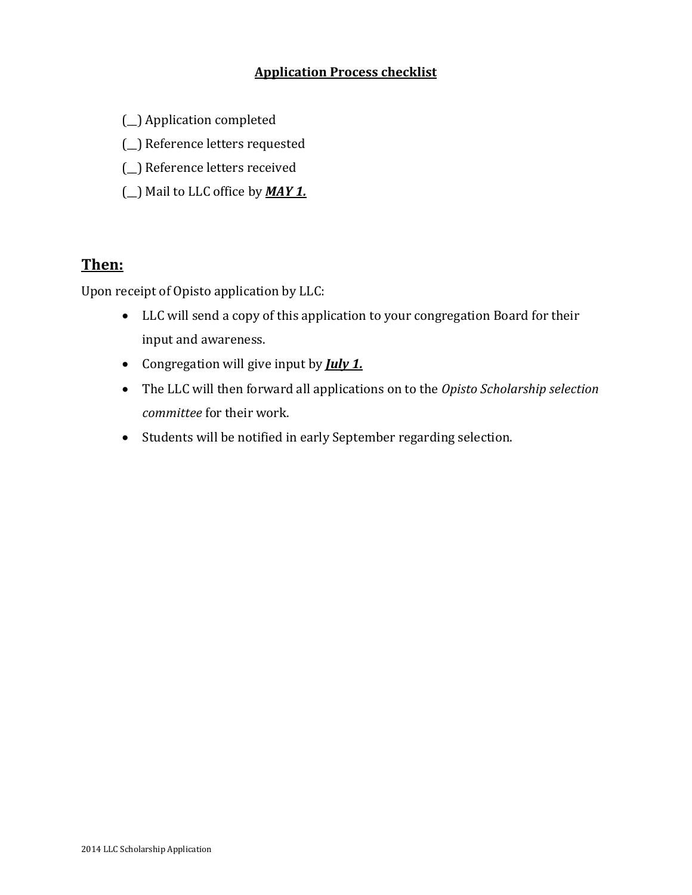## Application Process checklist

(__) Application completed

(__) Reference letters requested

(__) Reference letters received

(__) Mail to LLC office by ***MAY 1.***

## Then:

Upon receipt of Opisto application by LLC:

- LLC will send a copy of this application to your congregation Board for their input and awareness.
- Congregation will give input by ***July 1.***
- The LLC will then forward all applications on to the *Opisto Scholarship selection committee* for their work.
- Students will be notified in early September regarding selection.